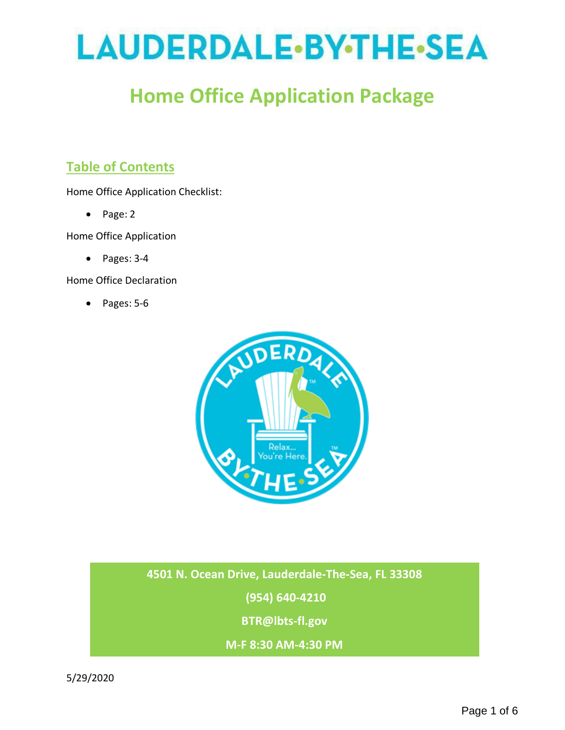# LAUDERDALE·BY·THE·SEA

# Home Office Application Package

## Table of Contents

Home Office Application Checklist:

- Page: 2

Home Office Application

- Pages: 3-4

Home Office Declaration

- Pages: 5-6

**4501 N. Ocean Drive, Lauderdale-The-Sea, FL 33308**

**(954) 640-4210**

**BTR@lbts-fl.gov**

**M-F 8:30 AM-4:30 PM**

5/29/2020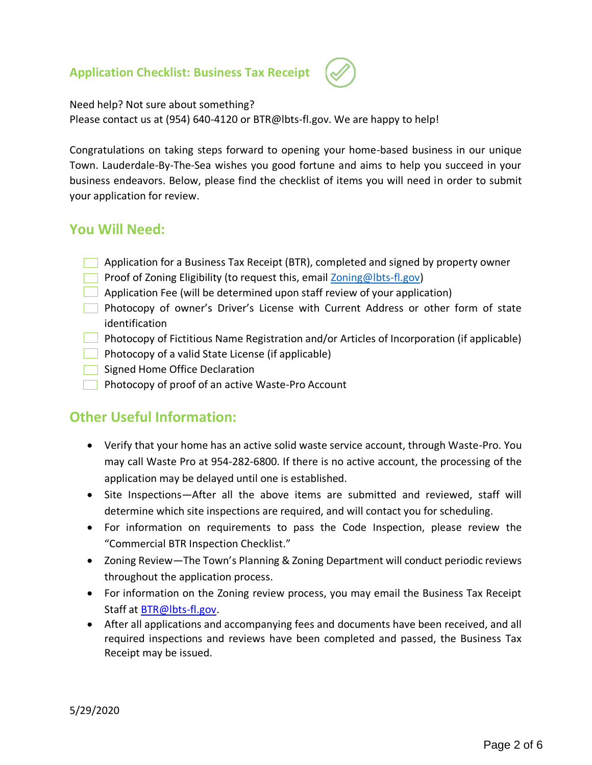## Application Checklist: Business Tax Receipt

Need help? Not sure about something?
Please contact us at (954) 640-4120 or BTR@lbts-fl.gov. We are happy to help!

Congratulations on taking steps forward to opening your home-based business in our unique Town. Lauderdale-By-The-Sea wishes you good fortune and aims to help you succeed in your business endeavors. Below, please find the checklist of items you will need in order to submit your application for review.

## You Will Need:

- [ ] Application for a Business Tax Receipt (BTR), completed and signed by property owner
- [ ] Proof of Zoning Eligibility (to request this, email Zoning@lbts-fl.gov)
- [ ] Application Fee (will be determined upon staff review of your application)
- [ ] Photocopy of owner's Driver's License with Current Address or other form of state identification
- [ ] Photocopy of Fictitious Name Registration and/or Articles of Incorporation (if applicable)
- [ ] Photocopy of a valid State License (if applicable)
- [ ] Signed Home Office Declaration
- [ ] Photocopy of proof of an active Waste-Pro Account

## Other Useful Information:

- Verify that your home has an active solid waste service account, through Waste-Pro. You may call Waste Pro at 954-282-6800. If there is no active account, the processing of the application may be delayed until one is established.
- Site Inspections—After all the above items are submitted and reviewed, staff will determine which site inspections are required, and will contact you for scheduling.
- For information on requirements to pass the Code Inspection, please review the "Commercial BTR Inspection Checklist."
- Zoning Review—The Town's Planning & Zoning Department will conduct periodic reviews throughout the application process.
- For information on the Zoning review process, you may email the Business Tax Receipt Staff at BTR@lbts-fl.gov.
- After all applications and accompanying fees and documents have been received, and all required inspections and reviews have been completed and passed, the Business Tax Receipt may be issued.

5/29/2020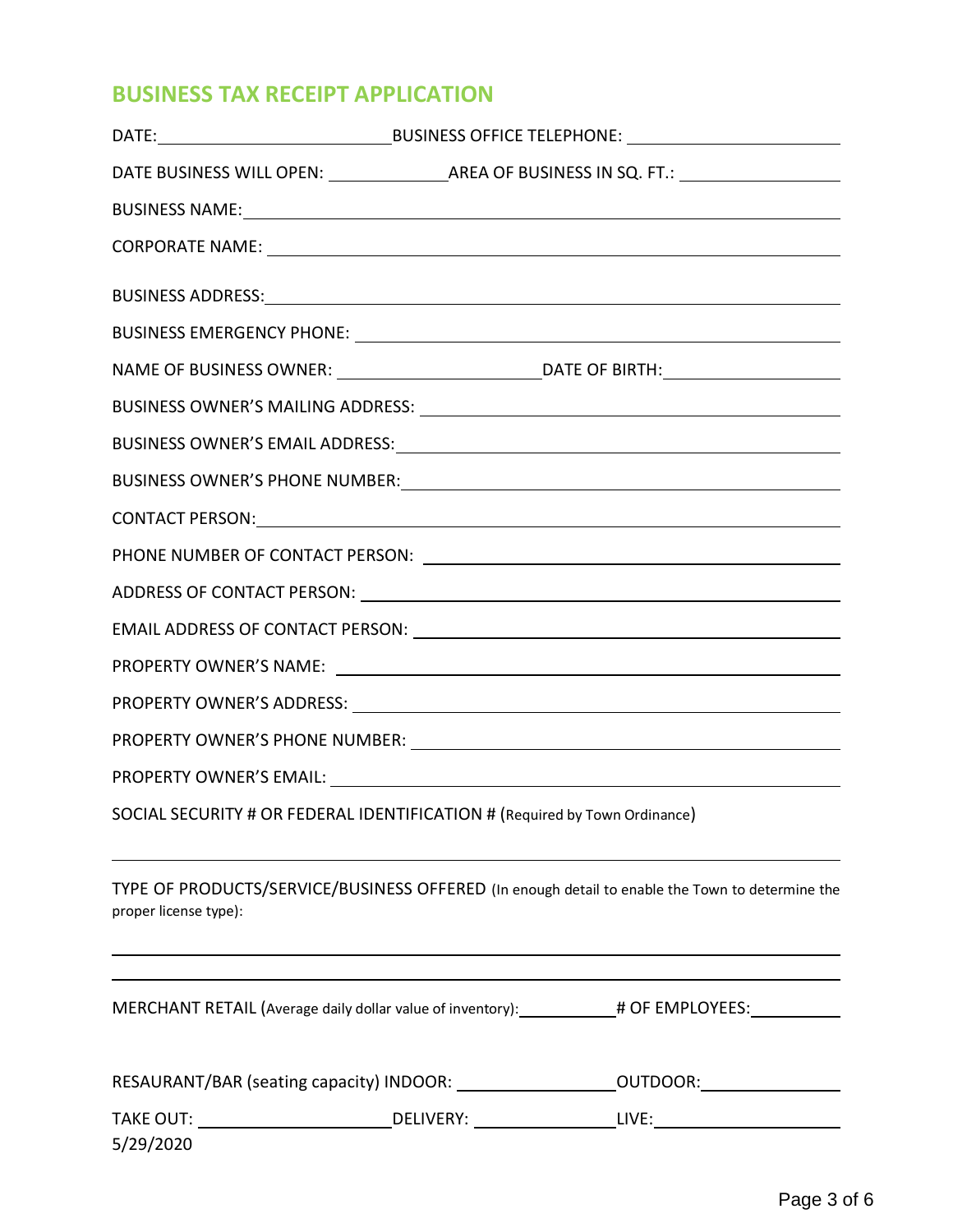## BUSINESS TAX RECEIPT APPLICATION

DATE: ______________________ BUSINESS OFFICE TELEPHONE: ______________________

DATE BUSINESS WILL OPEN: ____________ AREA OF BUSINESS IN SQ. FT.: ________________

BUSINESS NAME: ____________________________________________________________

CORPORATE NAME: __________________________________________________________

BUSINESS ADDRESS: _________________________________________________________

BUSINESS EMERGENCY PHONE: __________________________________________________

NAME OF BUSINESS OWNER: ____________________ DATE OF BIRTH: __________________

BUSINESS OWNER'S MAILING ADDRESS: ___________________________________________

BUSINESS OWNER'S EMAIL ADDRESS: _____________________________________________

BUSINESS OWNER'S PHONE NUMBER: _____________________________________________

CONTACT PERSON: ___________________________________________________________

PHONE NUMBER OF CONTACT PERSON: ___________________________________________

ADDRESS OF CONTACT PERSON: _________________________________________________

EMAIL ADDRESS OF CONTACT PERSON: ___________________________________________

PROPERTY OWNER'S NAME: ____________________________________________________

PROPERTY OWNER'S ADDRESS: __________________________________________________

PROPERTY OWNER'S PHONE NUMBER: ____________________________________________

PROPERTY OWNER'S EMAIL: ____________________________________________________

SOCIAL SECURITY # OR FEDERAL IDENTIFICATION # (Required by Town Ordinance)

______________________________________________________________________________

TYPE OF PRODUCTS/SERVICE/BUSINESS OFFERED (In enough detail to enable the Town to determine the proper license type):

______________________________________________________________________________

______________________________________________________________________________

MERCHANT RETAIL (Average daily dollar value of inventory): __________ # OF EMPLOYEES: _________

RESAURANT/BAR (seating capacity) INDOOR: ________________ OUTDOOR: ______________

TAKE OUT: ____________________ DELIVERY: ______________ LIVE: ____________________

5/29/2020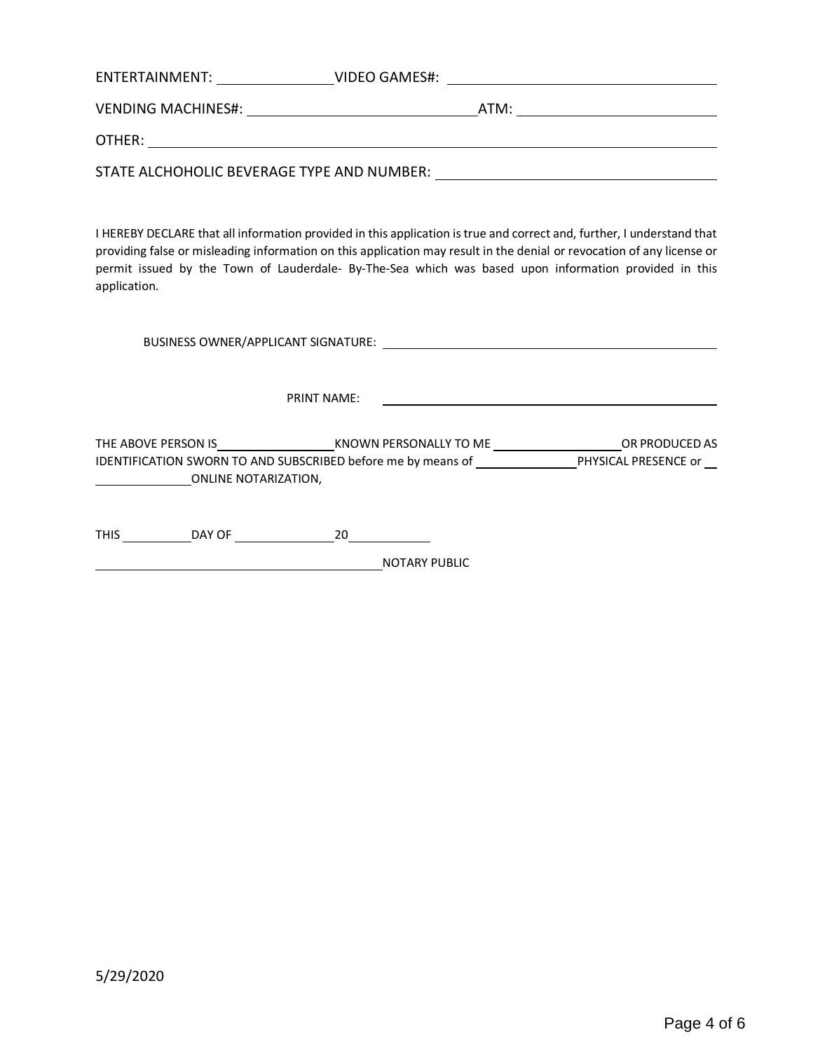ENTERTAINMENT: ________________ VIDEO GAMES#: ______________________________

VENDING MACHINES#: ______________________________ ATM: ___________________________

OTHER: ____________________________________________________________________________

STATE ALCHOHOLIC BEVERAGE TYPE AND NUMBER: ____________________________

I HEREBY DECLARE that all information provided in this application is true and correct and, further, I understand that providing false or misleading information on this application may result in the denial or revocation of any license or permit issued by the Town of Lauderdale- By-The-Sea which was based upon information provided in this application.

BUSINESS OWNER/APPLICANT SIGNATURE: ______________________________________________

PRINT NAME: ______________________________________________

THE ABOVE PERSON IS________________KNOWN PERSONALLY TO ME ___________________OR PRODUCED AS IDENTIFICATION SWORN TO AND SUBSCRIBED before me by means of _______________PHYSICAL PRESENCE or __ ______________ONLINE NOTARIZATION,

THIS __________DAY OF ______________20___________

__________________________________________NOTARY PUBLIC

5/29/2020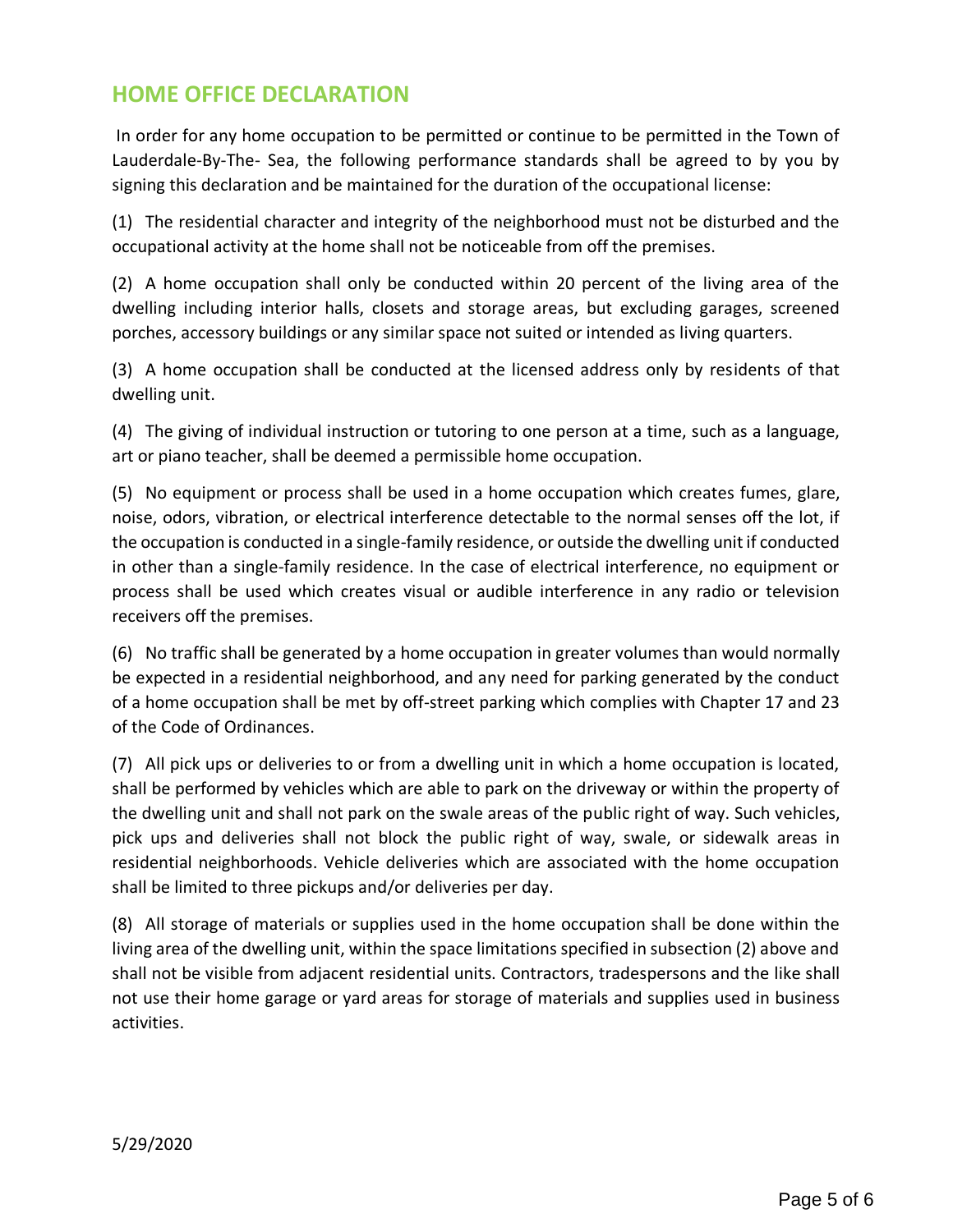## HOME OFFICE DECLARATION

In order for any home occupation to be permitted or continue to be permitted in the Town of Lauderdale-By-The- Sea, the following performance standards shall be agreed to by you by signing this declaration and be maintained for the duration of the occupational license:

(1) The residential character and integrity of the neighborhood must not be disturbed and the occupational activity at the home shall not be noticeable from off the premises.

(2) A home occupation shall only be conducted within 20 percent of the living area of the dwelling including interior halls, closets and storage areas, but excluding garages, screened porches, accessory buildings or any similar space not suited or intended as living quarters.

(3) A home occupation shall be conducted at the licensed address only by residents of that dwelling unit.

(4) The giving of individual instruction or tutoring to one person at a time, such as a language, art or piano teacher, shall be deemed a permissible home occupation.

(5) No equipment or process shall be used in a home occupation which creates fumes, glare, noise, odors, vibration, or electrical interference detectable to the normal senses off the lot, if the occupation is conducted in a single-family residence, or outside the dwelling unit if conducted in other than a single-family residence. In the case of electrical interference, no equipment or process shall be used which creates visual or audible interference in any radio or television receivers off the premises.

(6) No traffic shall be generated by a home occupation in greater volumes than would normally be expected in a residential neighborhood, and any need for parking generated by the conduct of a home occupation shall be met by off-street parking which complies with Chapter 17 and 23 of the Code of Ordinances.

(7) All pick ups or deliveries to or from a dwelling unit in which a home occupation is located, shall be performed by vehicles which are able to park on the driveway or within the property of the dwelling unit and shall not park on the swale areas of the public right of way. Such vehicles, pick ups and deliveries shall not block the public right of way, swale, or sidewalk areas in residential neighborhoods. Vehicle deliveries which are associated with the home occupation shall be limited to three pickups and/or deliveries per day.

(8) All storage of materials or supplies used in the home occupation shall be done within the living area of the dwelling unit, within the space limitations specified in subsection (2) above and shall not be visible from adjacent residential units. Contractors, tradespersons and the like shall not use their home garage or yard areas for storage of materials and supplies used in business activities.

5/29/2020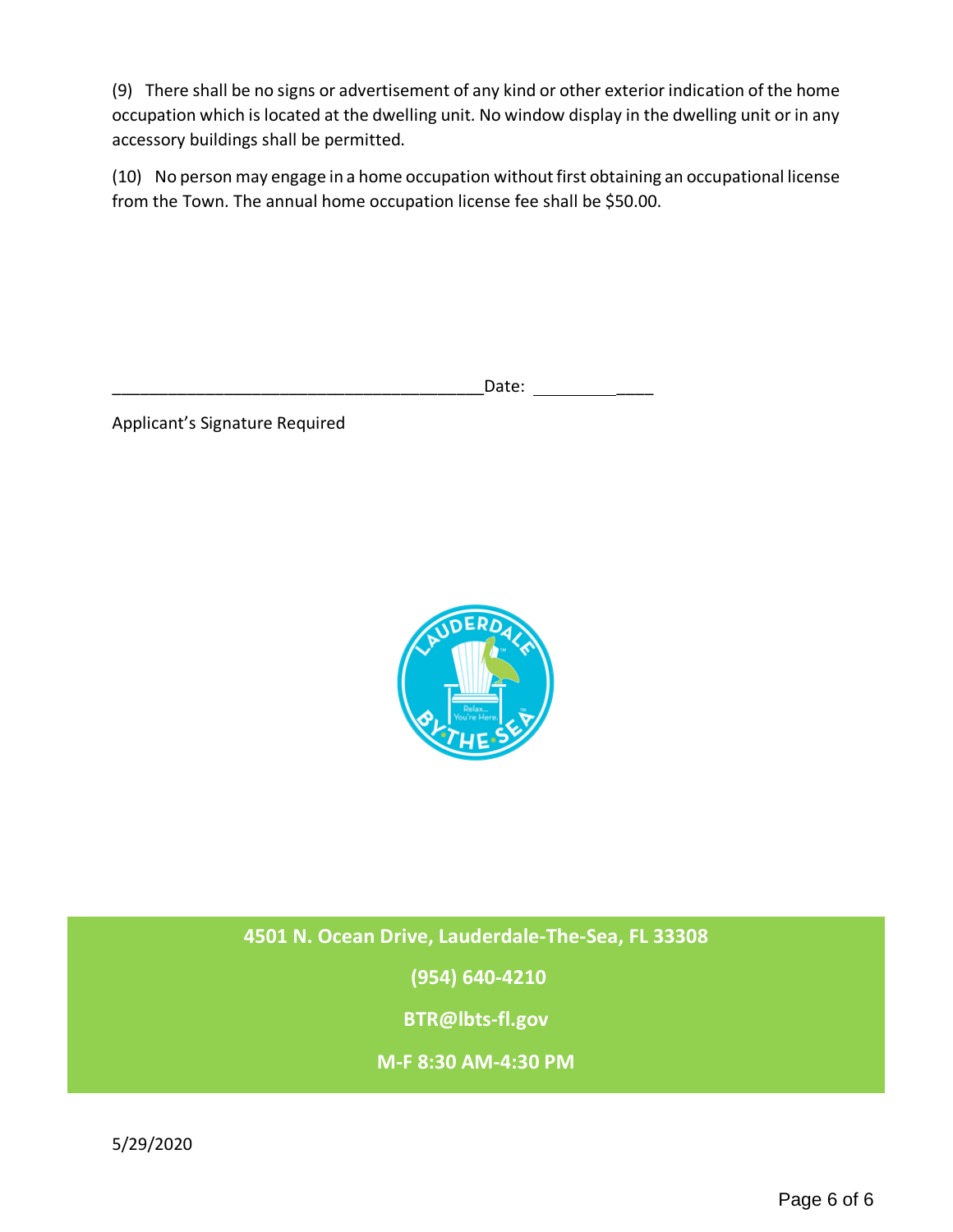(9) There shall be no signs or advertisement of any kind or other exterior indication of the home occupation which is located at the dwelling unit. No window display in the dwelling unit or in any accessory buildings shall be permitted.

(10) No person may engage in a home occupation without first obtaining an occupational license from the Town. The annual home occupation license fee shall be $50.00.

________________________________________Date: _____________

Applicant's Signature Required

**4501 N. Ocean Drive, Lauderdale-The-Sea, FL 33308**

**(954) 640-4210**

**BTR@lbts-fl.gov**

**M-F 8:30 AM-4:30 PM**

5/29/2020